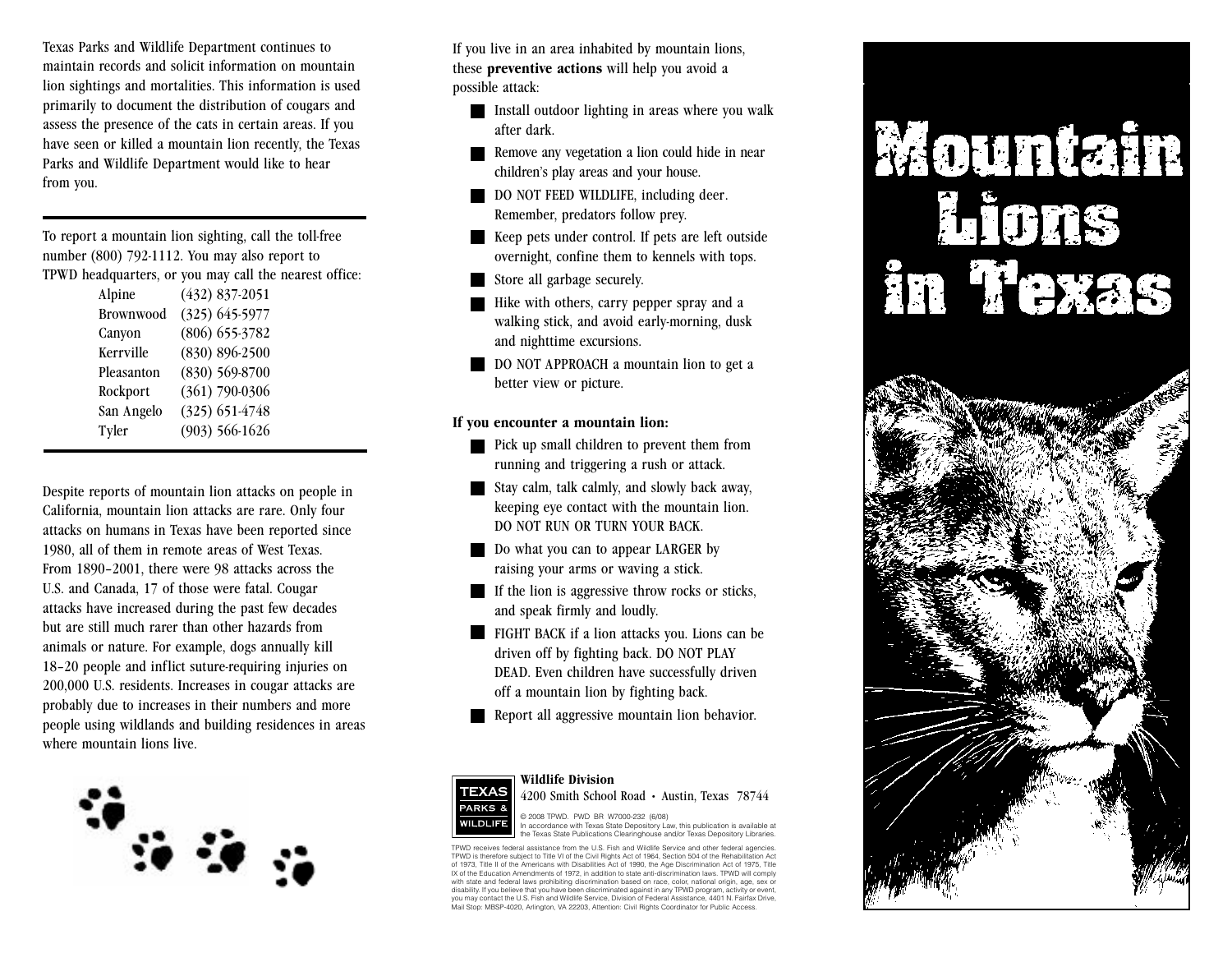Texas Parks and Wildlife Department continues to maintain records and solicit information on mountain lion sightings and mortalities. This information is used primarily to document the distribution of cougars and assess the presence of the cats in certain areas. If you have seen or killed a mountain lion recently, the Texas Parks and Wildlife Department would like to hear from you.

---

To report a mountain lion sighting, call the toll-free number (800) 792-1112. You may also report to TPWD headquarters, or you may call the nearest office:

| | |
|---|---|
| Alpine | (432) 837-2051 |
| Brownwood | (325) 645-5977 |
| Canyon | (806) 655-3782 |
| Kerrville | (830) 896-2500 |
| Pleasanton | (830) 569-8700 |
| Rockport | (361) 790-0306 |
| San Angelo | (325) 651-4748 |
| Tyler | (903) 566-1626 |

---

Despite reports of mountain lion attacks on people in California, mountain lion attacks are rare. Only four attacks on humans in Texas have been reported since 1980, all of them in remote areas of West Texas. From 1890–2001, there were 98 attacks across the U.S. and Canada, 17 of those were fatal. Cougar attacks have increased during the past few decades but are still much rarer than other hazards from animals or nature. For example, dogs annually kill 18–20 people and inflict suture-requiring injuries on 200,000 U.S. residents. Increases in cougar attacks are probably due to increases in their numbers and more people using wildlands and building residences in areas where mountain lions live.

If you live in an area inhabited by mountain lions, these **preventive actions** will help you avoid a possible attack:

- Install outdoor lighting in areas where you walk after dark.
- Remove any vegetation a lion could hide in near children's play areas and your house.
- DO NOT FEED WILDLIFE, including deer. Remember, predators follow prey.
- Keep pets under control. If pets are left outside overnight, confine them to kennels with tops.
- Store all garbage securely.
- Hike with others, carry pepper spray and a walking stick, and avoid early-morning, dusk and nighttime excursions.
- DO NOT APPROACH a mountain lion to get a better view or picture.

**If you encounter a mountain lion:**

- Pick up small children to prevent them from running and triggering a rush or attack.
- Stay calm, talk calmly, and slowly back away, keeping eye contact with the mountain lion. DO NOT RUN OR TURN YOUR BACK.
- Do what you can to appear LARGER by raising your arms or waving a stick.
- If the lion is aggressive throw rocks or sticks, and speak firmly and loudly.
- FIGHT BACK if a lion attacks you. Lions can be driven off by fighting back. DO NOT PLAY DEAD. Even children have successfully driven off a mountain lion by fighting back.
- Report all aggressive mountain lion behavior.

TEXAS PARKS & WILDLIFE

**Wildlife Division**
4200 Smith School Road • Austin, Texas 78744

© 2008 TPWD. PWD BR W7000-232 (6/08)
In accordance with Texas State Depository Law, this publication is available at the Texas State Publications Clearinghouse and/or Texas Depository Libraries.

TPWD receives federal assistance from the U.S. Fish and Wildlife Service and other federal agencies. TPWD is therefore subject to Title VI of the Civil Rights Act of 1964, Section 504 of the Rehabilitation Act of 1973, Title II of the Americans with Disabilities Act of 1990, the Age Discrimination Act of 1975, Title IX of the Education Amendments of 1972, in addition to state anti-discrimination laws. TPWD will comply with state and federal laws prohibiting discrimination based on race, color, national origin, age, sex or disability. If you believe that you have been discriminated against in any TPWD program, activity or event, you may contact the U.S. Fish and Wildlife Service, Division of Federal Assistance, 4401 N. Fairfax Drive, Mail Stop: MBSP-4020, Arlington, VA 22203, Attention: Civil Rights Coordinator for Public Access.

# Mountain Lions in Texas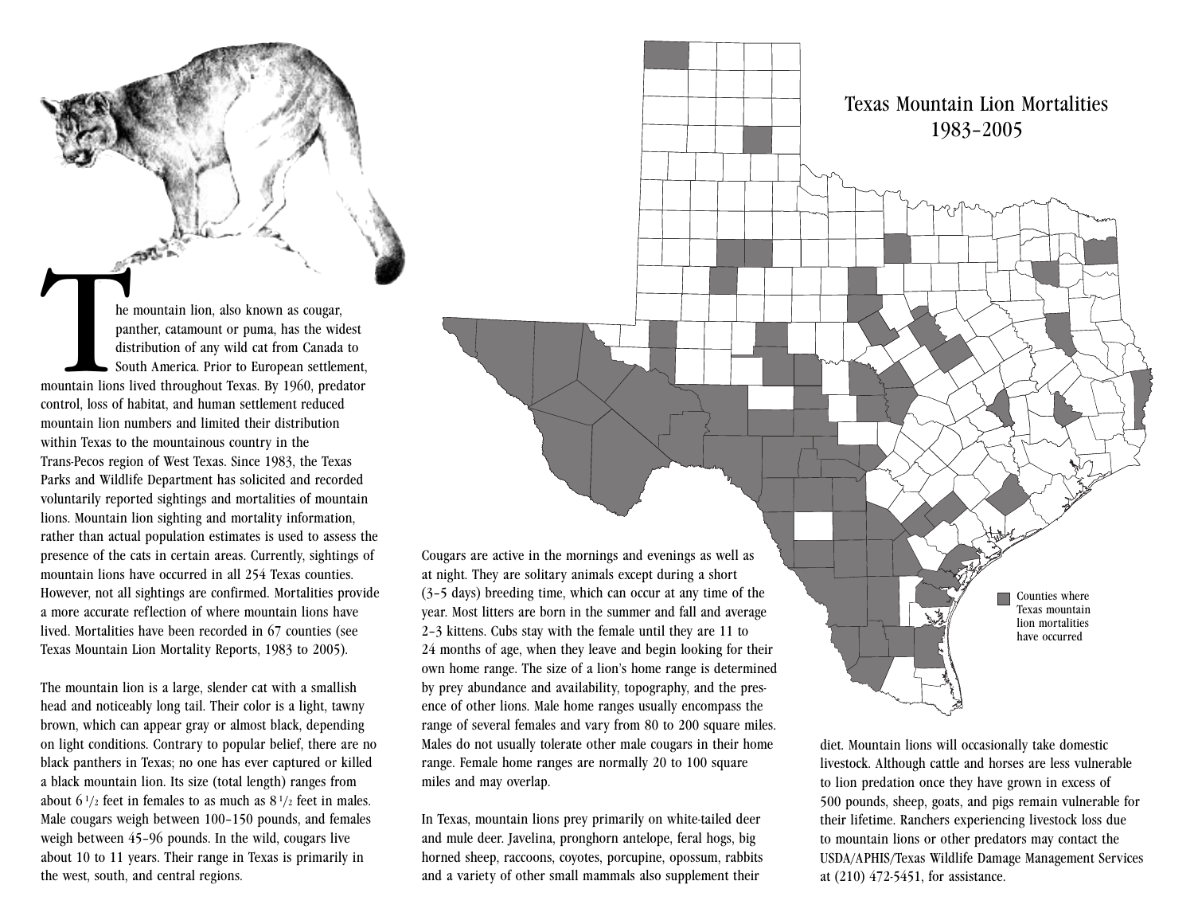The mountain lion, also known as cougar, panther, catamount or puma, has the widest distribution of any wild cat from Canada to South America. Prior to European settlement, mountain lions lived throughout Texas. By 1960, predator control, loss of habitat, and human settlement reduced mountain lion numbers and limited their distribution within Texas to the mountainous country in the Trans-Pecos region of West Texas. Since 1983, the Texas Parks and Wildlife Department has solicited and recorded voluntarily reported sightings and mortalities of mountain lions. Mountain lion sighting and mortality information, rather than actual population estimates is used to assess the presence of the cats in certain areas. Currently, sightings of mountain lions have occurred in all 254 Texas counties. However, not all sightings are confirmed. Mortalities provide a more accurate reflection of where mountain lions have lived. Mortalities have been recorded in 67 counties (see Texas Mountain Lion Mortality Reports, 1983 to 2005).

The mountain lion is a large, slender cat with a smallish head and noticeably long tail. Their color is a light, tawny brown, which can appear gray or almost black, depending on light conditions. Contrary to popular belief, there are no black panthers in Texas; no one has ever captured or killed a black mountain lion. Its size (total length) ranges from about 6 1/2 feet in females to as much as 8 1/2 feet in males. Male cougars weigh between 100–150 pounds, and females weigh between 45–96 pounds. In the wild, cougars live about 10 to 11 years. Their range in Texas is primarily in the west, south, and central regions.

Texas Mountain Lion Mortalities 1983–2005

Counties where Texas mountain lion mortalities have occurred

Cougars are active in the mornings and evenings as well as at night. They are solitary animals except during a short (3–5 days) breeding time, which can occur at any time of the year. Most litters are born in the summer and fall and average 2–3 kittens. Cubs stay with the female until they are 11 to 24 months of age, when they leave and begin looking for their own home range. The size of a lion's home range is determined by prey abundance and availability, topography, and the presence of other lions. Male home ranges usually encompass the range of several females and vary from 80 to 200 square miles. Males do not usually tolerate other male cougars in their home range. Female home ranges are normally 20 to 100 square miles and may overlap.

In Texas, mountain lions prey primarily on white-tailed deer and mule deer. Javelina, pronghorn antelope, feral hogs, big horned sheep, raccoons, coyotes, porcupine, opossum, rabbits and a variety of other small mammals also supplement their diet. Mountain lions will occasionally take domestic livestock. Although cattle and horses are less vulnerable to lion predation once they have grown in excess of 500 pounds, sheep, goats, and pigs remain vulnerable for their lifetime. Ranchers experiencing livestock loss due to mountain lions or other predators may contact the USDA/APHIS/Texas Wildlife Damage Management Services at (210) 472-5451, for assistance.